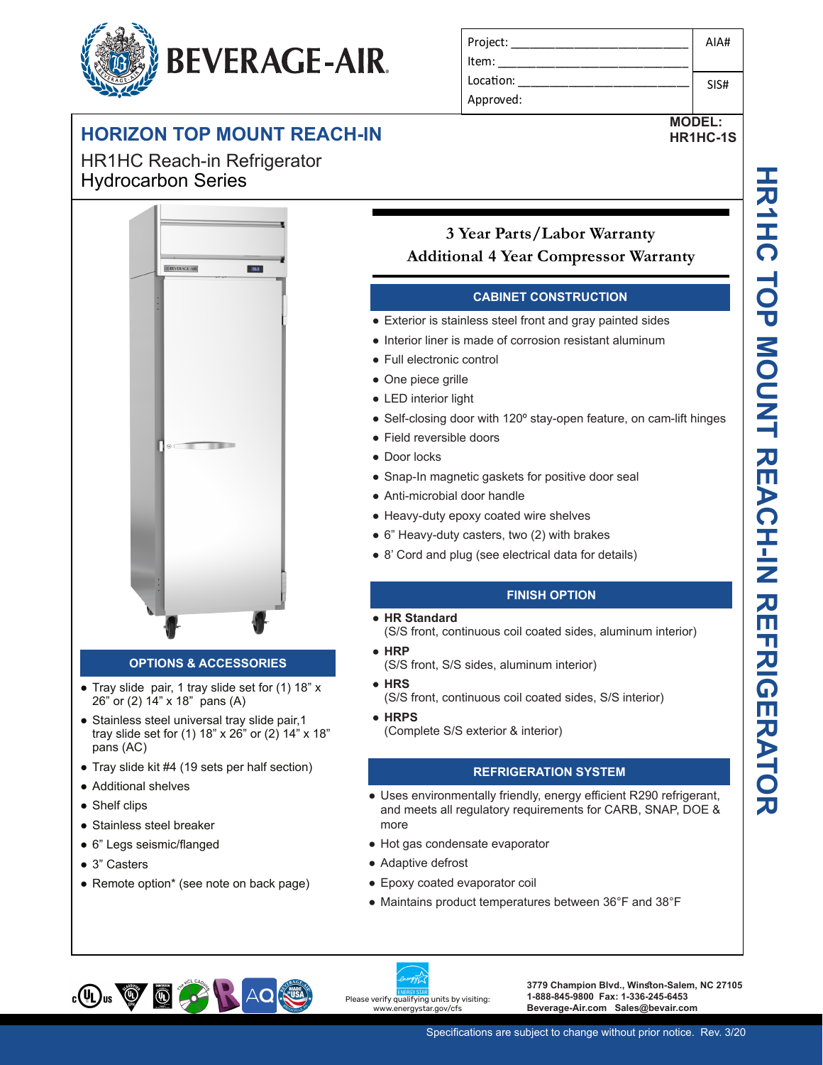# BEVERAGE-AIR

| Project: | AIA# |
|---|---|
| Item: | |
| Location: | SIS# |
| Approved: | |

**MODEL:**
**HR1HC-1S**

## HORIZON TOP MOUNT REACH-IN

HR1HC Reach-in Refrigerator
Hydrocarbon Series

**3 Year Parts/Labor Warranty**
**Additional 4 Year Compressor Warranty**

### CABINET CONSTRUCTION

- Exterior is stainless steel front and gray painted sides
- Interior liner is made of corrosion resistant aluminum
- Full electronic control
- One piece grille
- LED interior light
- Self-closing door with 120º stay-open feature, on cam-lift hinges
- Field reversible doors
- Door locks
- Snap-In magnetic gaskets for positive door seal
- Anti-microbial door handle
- Heavy-duty epoxy coated wire shelves
- 6" Heavy-duty casters, two (2) with brakes
- 8' Cord and plug (see electrical data for details)

### FINISH OPTION

- **HR Standard**
  (S/S front, continuous coil coated sides, aluminum interior)
- **HRP**
  (S/S front, S/S sides, aluminum interior)
- **HRS**
  (S/S front, continuous coil coated sides, S/S interior)
- **HRPS**
  (Complete S/S exterior & interior)

### REFRIGERATION SYSTEM

- Uses environmentally friendly, energy efficient R290 refrigerant, and meets all regulatory requirements for CARB, SNAP, DOE & more
- Hot gas condensate evaporator
- Adaptive defrost
- Epoxy coated evaporator coil
- Maintains product temperatures between 36°F and 38°F

### OPTIONS & ACCESSORIES

- Tray slide pair, 1 tray slide set for (1) 18" x 26" or (2) 14" x 18" pans (A)
- Stainless steel universal tray slide pair,1 tray slide set for (1) 18" x 26" or (2) 14" x 18" pans (AC)
- Tray slide kit #4 (19 sets per half section)
- Additional shelves
- Shelf clips
- Stainless steel breaker
- 6" Legs seismic/flanged
- 3" Casters
- Remote option* (see note on back page)

HR1HC TOP MOUNT REACH-IN REFRIGERATOR

Please verify qualifying units by visiting: www.energystar.gov/cfs

3779 Champion Blvd., Winston-Salem, NC 27105
1-888-845-9800 Fax: 1-336-245-6453
Beverage-Air.com Sales@bevair.com

Specifications are subject to change without prior notice. Rev. 3/20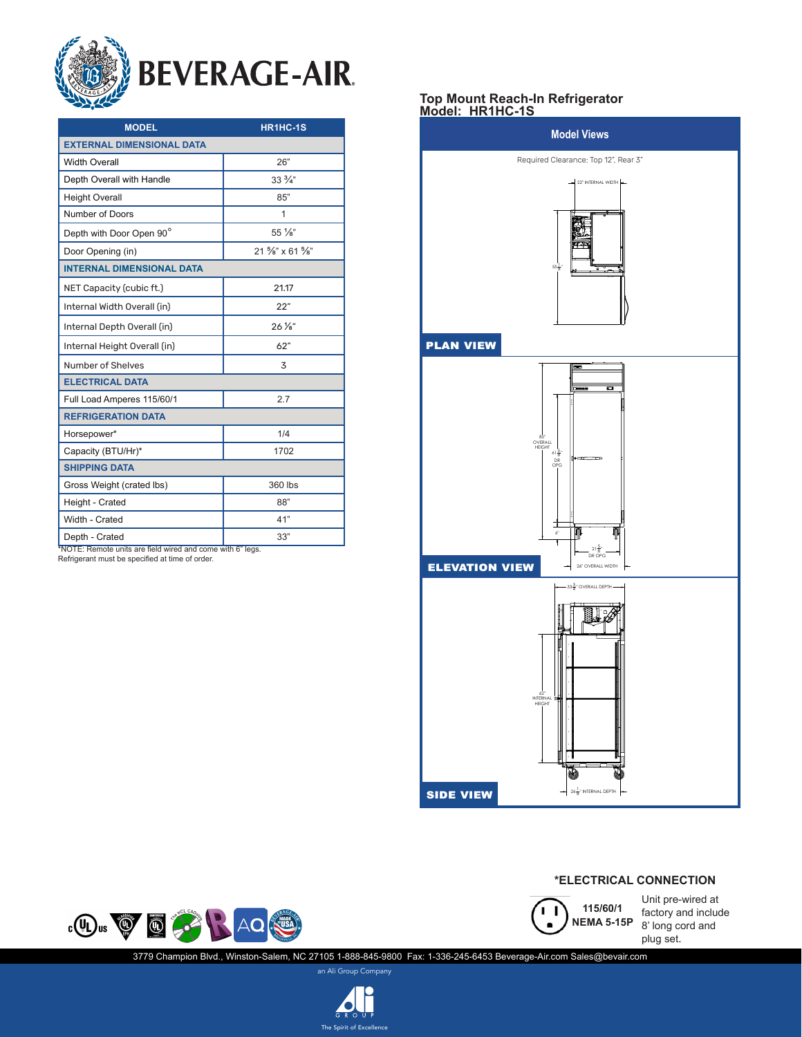# BEVERAGE-AIR

| MODEL | HR1HC-1S |
|---|---|
| **EXTERNAL DIMENSIONAL DATA** | |
| Width Overall | 26" |
| Depth Overall with Handle | 33 ¾" |
| Height Overall | 85" |
| Number of Doors | 1 |
| Depth with Door Open 90° | 55 ⅛" |
| Door Opening (in) | 21 ⅝" x 61 ⅝" |
| **INTERNAL DIMENSIONAL DATA** | |
| NET Capacity (cubic ft.) | 21.17 |
| Internal Width Overall (in) | 22" |
| Internal Depth Overall (in) | 26 ⅛" |
| Internal Height Overall (in) | 62" |
| Number of Shelves | 3 |
| **ELECTRICAL DATA** | |
| Full Load Amperes 115/60/1 | 2.7 |
| **REFRIGERATION DATA** | |
| Horsepower* | 1/4 |
| Capacity (BTU/Hr)* | 1702 |
| **SHIPPING DATA** | |
| Gross Weight (crated lbs) | 360 lbs |
| Height - Crated | 88" |
| Width - Crated | 41" |
| Depth - Crated | 33" |

*NOTE: Remote units are field wired and come with 6" legs.
Refrigerant must be specified at time of order.

## Top Mount Reach-In Refrigerator
## Model: HR1HC-1S

### Model Views

Required Clearance: Top 12", Rear 3"

22" INTERNAL WIDTH

55 ⅛"

**PLAN VIEW**

85" OVERALL HEIGHT

61 ⅝" DR OPG

6"

21 ⅝" DR OPG

26" OVERALL WIDTH

**ELEVATION VIEW**

33 ¾" OVERALL DEPTH

62" INTERNAL HEIGHT

26 ⅛" INTERNAL DEPTH

**SIDE VIEW**

### *ELECTRICAL CONNECTION

115/60/1
NEMA 5-15P

Unit pre-wired at factory and include 8' long cord and plug set.

3779 Champion Blvd., Winston-Salem, NC 27105 1-888-845-9800 Fax: 1-336-245-6453 Beverage-Air.com Sales@bevair.com

an Ali Group Company

The Spirit of Excellence